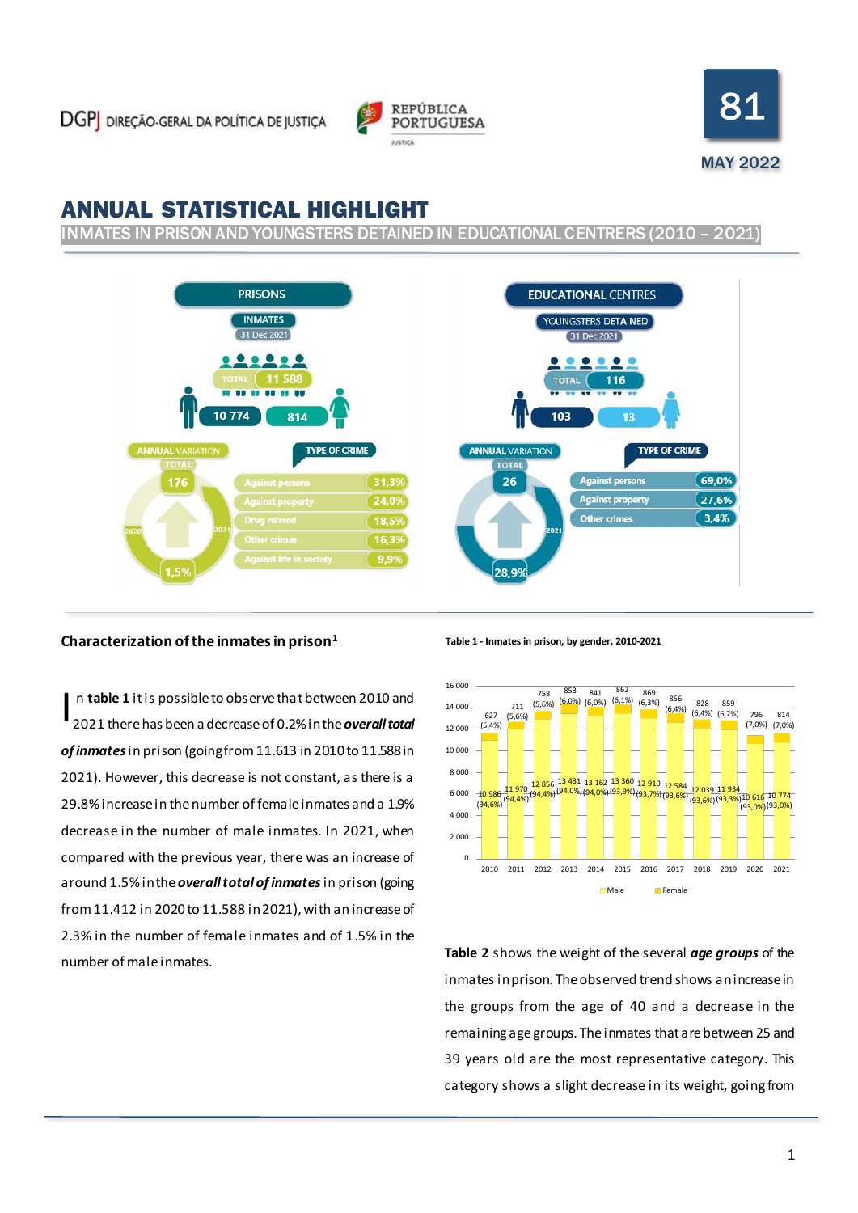DGPJ DIREÇÃO-GERAL DA POLÍTICA DE JUSTIÇA

REPÚBLICA PORTUGUESA JUSTIÇA

81

MAY 2022

# ANNUAL STATISTICAL HIGHLIGHT

## INMATES IN PRISON AND YOUNGSTERS DETAINED IN EDUCATIONAL CENTRES (2010 – 2021)

**PRISONS**

INMATES 31 Dec 2021

TOTAL 11 588

10 774 | 814

ANNUAL VARIATION TOTAL: 176 (2020–2021: 1,5%)

| TYPE OF CRIME | |
|---|---|
| Against persons | 31,3% |
| Against property | 24,0% |
| Drug related | 18,5% |
| Other crimes | 16,3% |
| Against life in society | 9,9% |

**EDUCATIONAL CENTRES**

YOUNGSTERS DETAINED 31 Dec 2021

TOTAL 116

103 | 13

ANNUAL VARIATION TOTAL: 26 (2021: 28,9%)

| TYPE OF CRIME | |
|---|---|
| Against persons | 69,0% |
| Against property | 27,6% |
| Other crimes | 3,4% |

### Characterization of the inmates in prison[1]

In **table 1** it is possible to observe that between 2010 and 2021 there has been a decrease of 0.2% in the ***overall total of inmates*** in prison (going from 11.613 in 2010 to 11.588 in 2021). However, this decrease is not constant, as there is a 29.8% increase in the number of female inmates and a 1.9% decrease in the number of male inmates. In 2021, when compared with the previous year, there was an increase of around 1.5% in the ***overall total of inmates*** in prison (going from 11.412 in 2020 to 11.588 in 2021), with an increase of 2.3% in the number of female inmates and of 1.5% in the number of male inmates.

**Table 1 - Inmates in prison, by gender, 2010-2021**

| Year | Male | Female |
|---|---|---|
| 2010 | 10 986 (94,6%) | 627 (5,4%) |
| 2011 | 11 970 (94,4%) | 711 (5,6%) |
| 2012 | 12 856 (94,4%) | 758 (5,6%) |
| 2013 | 13 431 (94,0%) | 853 (6,0%) |
| 2014 | 13 162 (94,0%) | 841 (6,0%) |
| 2015 | 13 360 (93,9%) | 862 (6,1%) |
| 2016 | 12 910 (93,7%) | 869 (6,3%) |
| 2017 | 12 584 (93,6%) | 856 (6,4%) |
| 2018 | 12 039 (93,6%) | 828 (6,4%) |
| 2019 | 11 934 (93,3%) | 859 (6,7%) |
| 2020 | 10 616 (93,0%) | 796 (7,0%) |
| 2021 | 10 774 (93,0%) | 814 (7,0%) |

**Table 2** shows the weight of the several ***age groups*** of the inmates in prison. The observed trend shows an increase in the groups from the age of 40 and a decrease in the remaining age groups. The inmates that are between 25 and 39 years old are the most representative category. This category shows a slight decrease in its weight, going from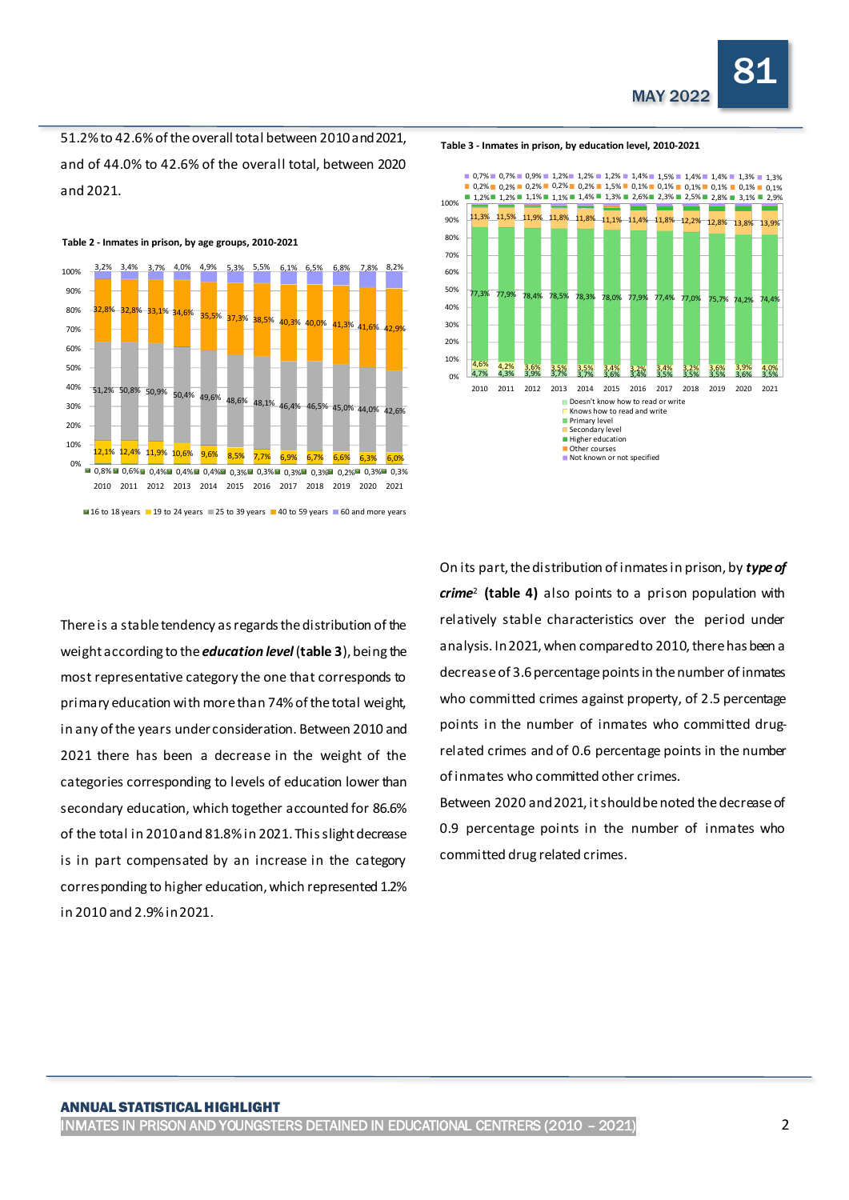51.2% to 42.6% of the overall total between 2010 and 2021, and of 44.0% to 42.6% of the overall total, between 2020 and 2021.

**Table 2 - Inmates in prison, by age groups, 2010-2021**

| Age group | 2010 | 2011 | 2012 | 2013 | 2014 | 2015 | 2016 | 2017 | 2018 | 2019 | 2020 | 2021 |
|---|---|---|---|---|---|---|---|---|---|---|---|---|
| 16 to 18 years | 0,8% | 0,6% | 0,4% | 0,4% | 0,4% | 0,3% | 0,3% | 0,3% | 0,3% | 0,2% | 0,3% | 0,3% |
| 19 to 24 years | 12,1% | 12,4% | 11,9% | 10,6% | 9,6% | 8,5% | 7,7% | 6,9% | 6,7% | 6,6% | 6,3% | 6,0% |
| 25 to 39 years | 51,2% | 50,8% | 50,9% | 50,4% | 49,6% | 48,6% | 48,1% | 46,4% | 46,5% | 45,0% | 44,0% | 42,6% |
| 40 to 59 years | 32,8% | 32,8% | 33,1% | 34,6% | 35,5% | 37,3% | 38,5% | 40,3% | 40,0% | 41,3% | 41,6% | 42,9% |
| 60 and more years | 3,2% | 3,4% | 3,7% | 4,0% | 4,9% | 5,3% | 5,5% | 6,1% | 6,5% | 6,8% | 7,8% | 8,2% |

**Table 3 - Inmates in prison, by education level, 2010-2021**

| Education level | 2010 | 2011 | 2012 | 2013 | 2014 | 2015 | 2016 | 2017 | 2018 | 2019 | 2020 | 2021 |
|---|---|---|---|---|---|---|---|---|---|---|---|---|
| Doesn't know how to read or write | 4,7% | 4,3% | 3,9% | 3,7% | 3,7% | 3,6% | 3,4% | 3,5% | 3,5% | 3,5% | 3,6% | 3,5% |
| Knows how to read and write | 4,6% | 4,2% | 3,6% | 3,5% | 3,5% | 3,4% | 3,2% | 3,4% | 3,2% | 3,6% | 3,9% | 4,0% |
| Primary level | 77,3% | 77,9% | 78,4% | 78,5% | 78,3% | 78,0% | 77,9% | 77,4% | 77,0% | 75,7% | 74,2% | 74,4% |
| Secondary level | 11,3% | 11,5% | 11,9% | 11,8% | 11,8% | 11,1% | 11,4% | 11,8% | 12,2% | 12,8% | 13,8% | 13,9% |
| Higher education | 1,2% | 1,2% | 1,1% | 1,1% | 1,4% | 1,3% | 2,6% | 2,3% | 2,5% | 2,8% | 3,1% | 2,9% |
| Other courses | 0,2% | 0,2% | 0,2% | 0,2% | 0,2% | 1,5% | 0,1% | 0,1% | 0,1% | 0,1% | 0,1% | 0,1% |
| Not known or not specified | 0,7% | 0,7% | 0,9% | 1,2% | 1,2% | 1,2% | 1,4% | 1,5% | 1,4% | 1,4% | 1,3% | 1,3% |

There is a stable tendency as regards the distribution of the weight according to the ***education level*** (**table 3**), being the most representative category the one that corresponds to primary education with more than 74% of the total weight, in any of the years under consideration. Between 2010 and 2021 there has been a decrease in the weight of the categories corresponding to levels of education lower than secondary education, which together accounted for 86.6% of the total in 2010 and 81.8% in 2021. This slight decrease is in part compensated by an increase in the category corresponding to higher education, which represented 1.2% in 2010 and 2.9% in 2021.

On its part, the distribution of inmates in prison, by ***type of crime***[2] **(table 4)** also points to a prison population with relatively stable characteristics over the period under analysis. In 2021, when compared to 2010, there has been a decrease of 3.6 percentage points in the number of inmates who committed crimes against property, of 2.5 percentage points in the number of inmates who committed drug-related crimes and of 0.6 percentage points in the number of inmates who committed other crimes.

Between 2020 and 2021, it should be noted the decrease of 0.9 percentage points in the number of inmates who committed drug related crimes.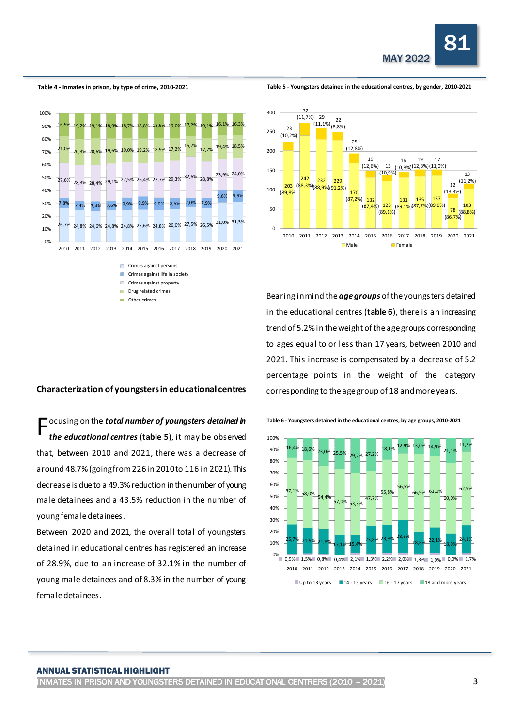**Table 4 - Inmates in prison, by type of crime, 2010-2021**

| | 2010 | 2011 | 2012 | 2013 | 2014 | 2015 | 2016 | 2017 | 2018 | 2019 | 2020 | 2021 |
|---|---|---|---|---|---|---|---|---|---|---|---|---|
| Crimes against persons | 26,7% | 24,8% | 24,6% | 24,8% | 24,8% | 25,6% | 24,8% | 26,0% | 27,5% | 26,5% | 31,0% | 31,3% |
| Crimes against life in society | 7,8% | 7,4% | 7,4% | 7,6% | 9,9% | 9,9% | 9,9% | 8,5% | 7,0% | 7,9% | 9,6% | 9,9% |
| Crimes against property | 27,6% | 28,3% | 28,4% | 29,1% | 27,5% | 26,4% | 27,7% | 29,3% | 32,6% | 28,8% | 23,9% | 24,0% |
| Drug related crimes | 21,0% | 20,3% | 20,6% | 19,6% | 19,0% | 19,2% | 18,9% | 17,2% | 15,7% | 17,7% | 19,4% | 18,5% |
| Other crimes | 16,9% | 19,2% | 19,1% | 18,9% | 18,7% | 18,8% | 18,6% | 19,0% | 17,2% | 19,1% | 16,1% | 16,3% |

**Table 5 - Youngsters detained in the educational centres, by gender, 2010-2021**

| | 2010 | 2011 | 2012 | 2013 | 2014 | 2015 | 2016 | 2017 | 2018 | 2019 | 2020 | 2021 |
|---|---|---|---|---|---|---|---|---|---|---|---|---|
| Male | 203 (89,8%) | 242 (88,3%) | 232 (88,9%) | 229 (91,2%) | 170 (87,2%) | 132 (87,4%) | 123 (89,1%) | 131 (89,1%) | 135 (87,7%) | 137 (89,0%) | 78 (86,7%) | 103 (88,8%) |
| Female | 23 (10,2%) | 32 (11,7%) | 29 (11,1%) | 22 (8,8%) | 25 (12,8%) | 19 (12,6%) | 15 (10,9%) | 16 (10,9%) | 19 (12,3%) | 17 (11,0%) | 12 (13,3%) | 13 (11,2%) |

## Characterization of youngsters in educational centres

Focusing on the ***total number of youngsters detained in the educational centres*** (**table 5**), it may be observed that, between 2010 and 2021, there was a decrease of around 48.7% (going from 226 in 2010 to 116 in 2021). This decrease is due to a 49.3% reduction in the number of young male detainees and a 43.5% reduction in the number of young female detainees.

Between 2020 and 2021, the overall total of youngsters detained in educational centres has registered an increase of 28.9%, due to an increase of 32.1% in the number of young male detainees and of 8.3% in the number of young female detainees.

Bearing in mind the ***age groups*** of the youngsters detained in the educational centres (**table 6**), there is an increasing trend of 5.2% in the weight of the age groups corresponding to ages equal to or less than 17 years, between 2010 and 2021. This increase is compensated by a decrease of 5.2 percentage points in the weight of the category corresponding to the age group of 18 and more years.

**Table 6 - Youngsters detained in the educational centres, by age groups, 2010-2021**

| | 2010 | 2011 | 2012 | 2013 | 2014 | 2015 | 2016 | 2017 | 2018 | 2019 | 2020 | 2021 |
|---|---|---|---|---|---|---|---|---|---|---|---|---|
| Up to 13 years | 0,9% | 1,5% | 0,8% | 0,4% | 2,1% | 1,3% | 2,2% | 2,0% | 1,3% | 1,9% | 0,0% | 1,7% |
| 14 - 15 years | 25,7% | 21,9% | 21,8% | 17,1% | 15,4% | 23,8% | 23,9% | 28,6% | 18,8% | 22,1% | 18,9% | 24,1% |
| 16 - 17 years | 57,1% | 58,0% | 54,4% | 57,0% | 53,3% | 47,7% | 55,8% | 56,5% | 66,9% | 61,0% | 60,0% | 62,9% |
| 18 and more years | 16,4% | 18,6% | 23,0% | 25,5% | 29,2% | 27,2% | 18,1% | 12,9% | 13,0% | 14,9% | 21,1% | 11,2% |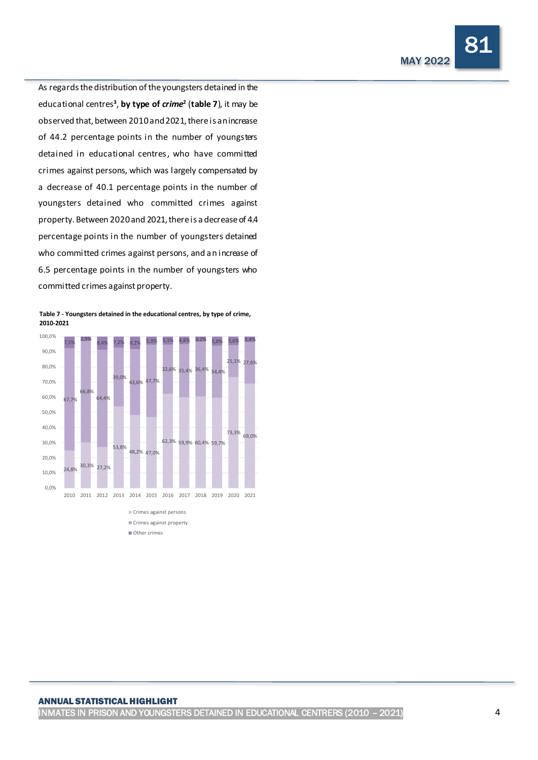As regards the distribution of the youngsters detained in the educational centres[3], **by type of *crime*[2]** (**table 7**), it may be observed that, between 2010 and 2021, there is an increase of 44.2 percentage points in the number of youngsters detained in educational centres, who have committed crimes against persons, which was largely compensated by a decrease of 40.1 percentage points in the number of youngsters detained who committed crimes against property. Between 2020 and 2021, there is a decrease of 4.4 percentage points in the number of youngsters detained who committed crimes against persons, and an increase of 6.5 percentage points in the number of youngsters who committed crimes against property.

**Table 7 - Youngsters detained in the educational centres, by type of crime, 2010-2021**

| | 2010 | 2011 | 2012 | 2013 | 2014 | 2015 | 2016 | 2017 | 2018 | 2019 | 2020 | 2021 |
|---|---|---|---|---|---|---|---|---|---|---|---|---|
| Crimes against persons | 24,8% | 30,3% | 27,2% | 53,8% | 48,2% | 47,0% | 62,3% | 59,9% | 60,4% | 59,7% | 73,3% | 69,0% |
| Crimes against property | 67,7% | 66,8% | 64,4% | 39,0% | 43,6% | 47,7% | 32,6% | 35,4% | 36,4% | 34,4% | 21,1% | 27,6% |
| Other crimes | 7,5% | 2,9% | 8,4% | 7,2% | 8,2% | 5,3% | 5,1% | 4,8% | 3,2% | 5,8% | 5,6% | 3,4% |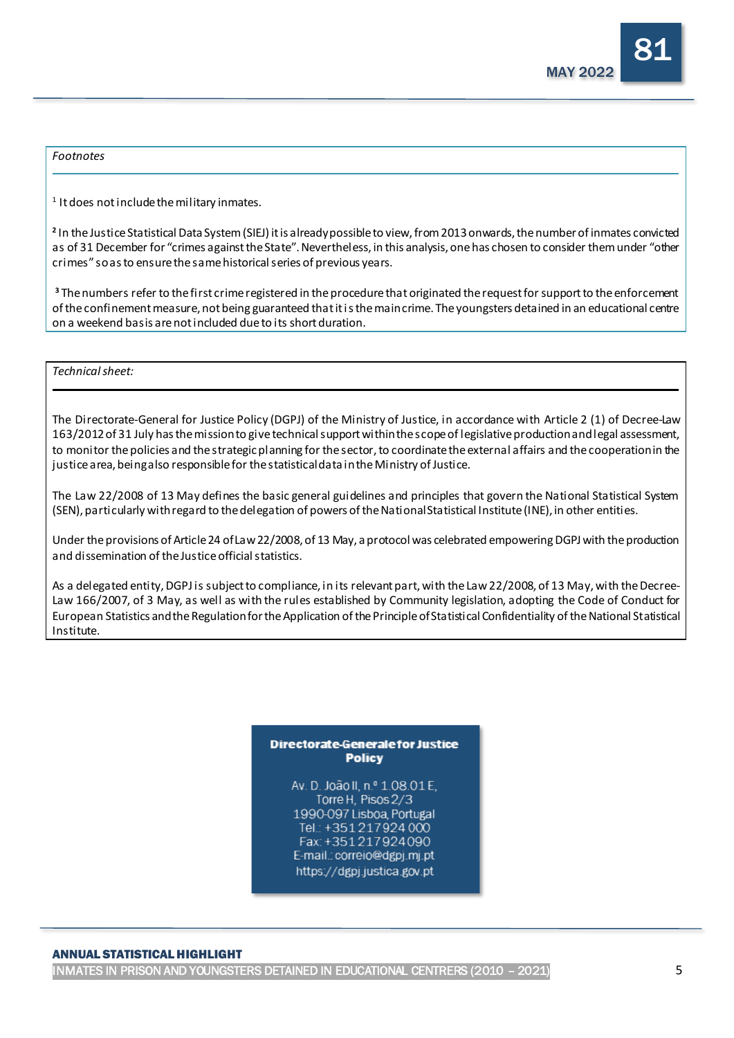*Footnotes*

[1] It does not include the military inmates.

[2] In the Justice Statistical Data System (SIEJ) it is already possible to view, from 2013 onwards, the number of inmates convicted as of 31 December for "crimes against the State". Nevertheless, in this analysis, one has chosen to consider them under "other crimes" so as to ensure the same historical series of previous years.

[3] The numbers refer to the first crime registered in the procedure that originated the request for support to the enforcement of the confinement measure, not being guaranteed that it is the main crime. The youngsters detained in an educational centre on a weekend basis are not included due to its short duration.

*Technical sheet:*

The Directorate-General for Justice Policy (DGPJ) of the Ministry of Justice, in accordance with Article 2 (1) of Decree-Law 163/2012 of 31 July has the mission to give technical support within the scope of legislative production and legal assessment, to monitor the policies and the strategic planning for the sector, to coordinate the external affairs and the cooperation in the justice area, being also responsible for the statistical data in the Ministry of Justice.

The Law 22/2008 of 13 May defines the basic general guidelines and principles that govern the National Statistical System (SEN), particularly with regard to the delegation of powers of the National Statistical Institute (INE), in other entities.

Under the provisions of Article 24 of Law 22/2008, of 13 May, a protocol was celebrated empowering DGPJ with the production and dissemination of the Justice official statistics.

As a delegated entity, DGPJ is subject to compliance, in its relevant part, with the Law 22/2008, of 13 May, with the Decree-Law 166/2007, of 3 May, as well as with the rules established by Community legislation, adopting the Code of Conduct for European Statistics and the Regulation for the Application of the Principle of Statistical Confidentiality of the National Statistical Institute.

**Directorate-Generale for Justice Policy**

Av. D. João II, n.º 1.08.01 E,
Torre H, Pisos 2/3
1990-097 Lisboa, Portugal
Tel.: +351 217924 000
Fax: +351 217924090
E-mail.: correio@dgpj.mj.pt
https://dgpj.justica.gov.pt